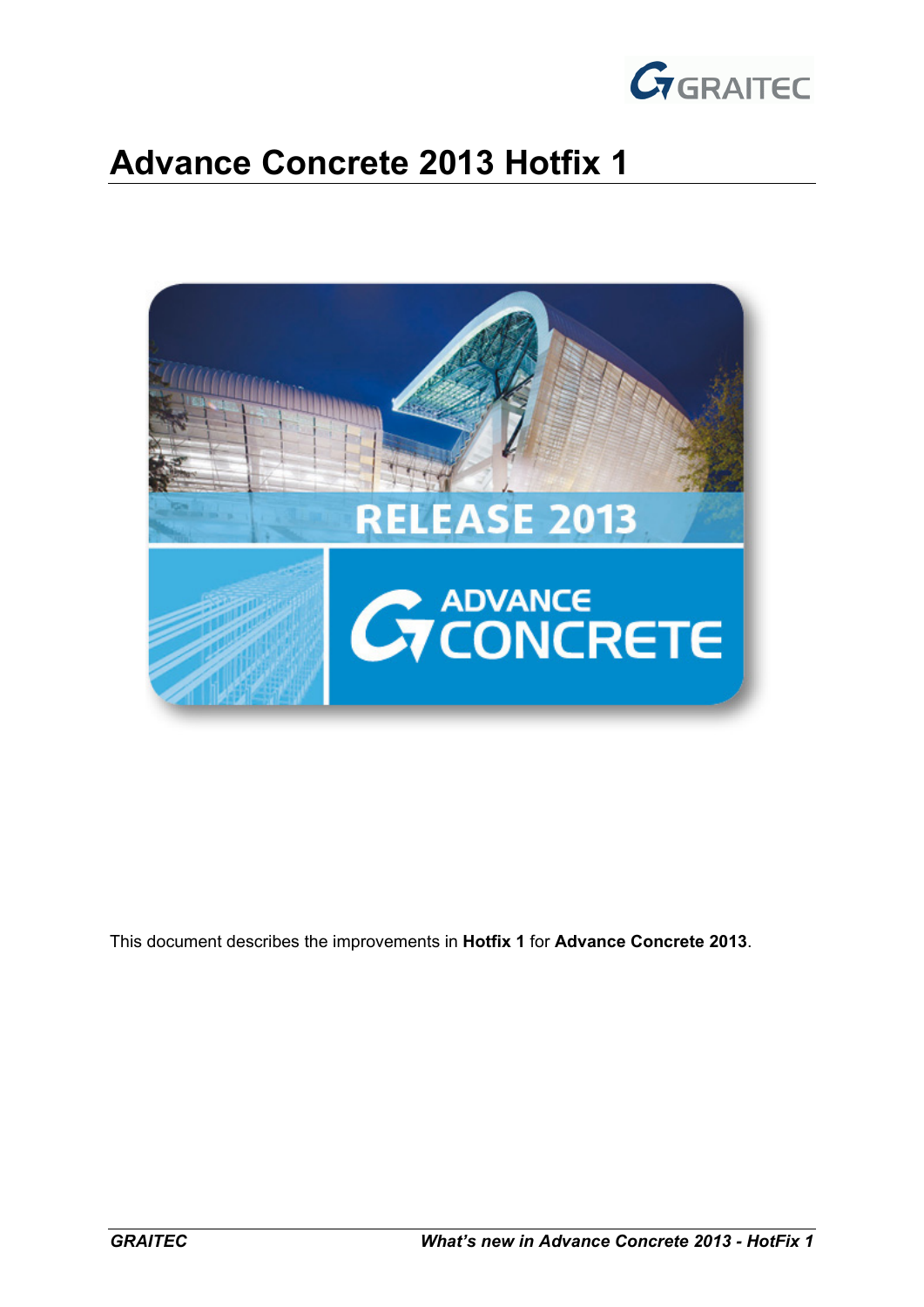# Advance Concrete 2013 Hotfix 1

This document describes the improvements in **Hotfix 1** for **Advance Concrete 2013**.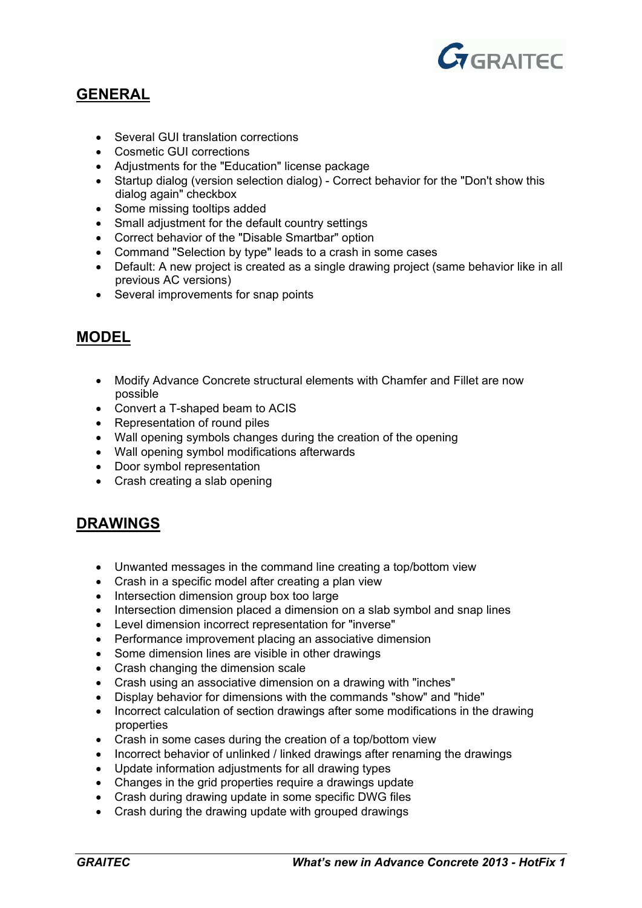## GENERAL

- Several GUI translation corrections
- Cosmetic GUI corrections
- Adjustments for the "Education" license package
- Startup dialog (version selection dialog) - Correct behavior for the "Don't show this dialog again" checkbox
- Some missing tooltips added
- Small adjustment for the default country settings
- Correct behavior of the "Disable Smartbar" option
- Command "Selection by type" leads to a crash in some cases
- Default: A new project is created as a single drawing project (same behavior like in all previous AC versions)
- Several improvements for snap points

## MODEL

- Modify Advance Concrete structural elements with Chamfer and Fillet are now possible
- Convert a T-shaped beam to ACIS
- Representation of round piles
- Wall opening symbols changes during the creation of the opening
- Wall opening symbol modifications afterwards
- Door symbol representation
- Crash creating a slab opening

## DRAWINGS

- Unwanted messages in the command line creating a top/bottom view
- Crash in a specific model after creating a plan view
- Intersection dimension group box too large
- Intersection dimension placed a dimension on a slab symbol and snap lines
- Level dimension incorrect representation for "inverse"
- Performance improvement placing an associative dimension
- Some dimension lines are visible in other drawings
- Crash changing the dimension scale
- Crash using an associative dimension on a drawing with "inches"
- Display behavior for dimensions with the commands "show" and "hide"
- Incorrect calculation of section drawings after some modifications in the drawing properties
- Crash in some cases during the creation of a top/bottom view
- Incorrect behavior of unlinked / linked drawings after renaming the drawings
- Update information adjustments for all drawing types
- Changes in the grid properties require a drawings update
- Crash during drawing update in some specific DWG files
- Crash during the drawing update with grouped drawings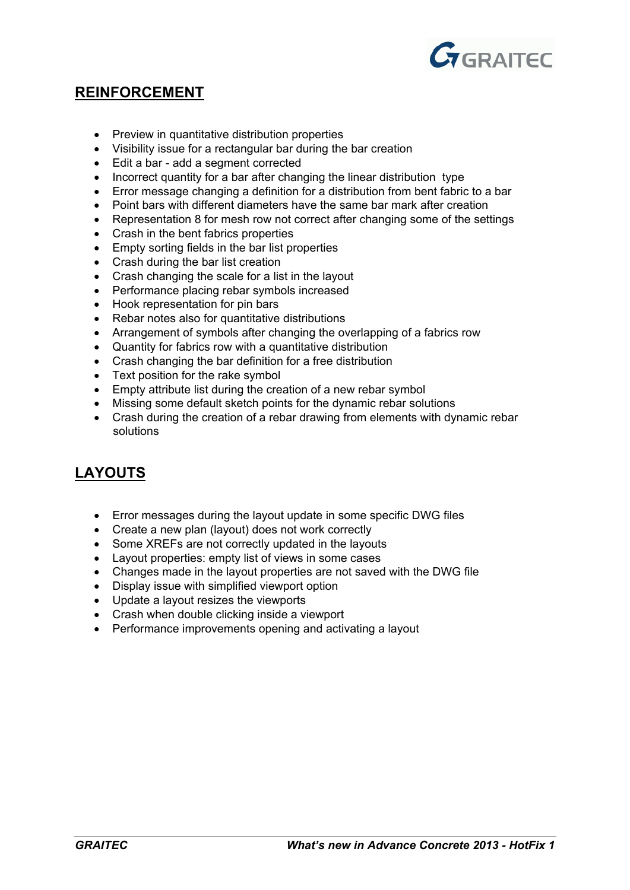## REINFORCEMENT

- Preview in quantitative distribution properties
- Visibility issue for a rectangular bar during the bar creation
- Edit a bar - add a segment corrected
- Incorrect quantity for a bar after changing the linear distribution type
- Error message changing a definition for a distribution from bent fabric to a bar
- Point bars with different diameters have the same bar mark after creation
- Representation 8 for mesh row not correct after changing some of the settings
- Crash in the bent fabrics properties
- Empty sorting fields in the bar list properties
- Crash during the bar list creation
- Crash changing the scale for a list in the layout
- Performance placing rebar symbols increased
- Hook representation for pin bars
- Rebar notes also for quantitative distributions
- Arrangement of symbols after changing the overlapping of a fabrics row
- Quantity for fabrics row with a quantitative distribution
- Crash changing the bar definition for a free distribution
- Text position for the rake symbol
- Empty attribute list during the creation of a new rebar symbol
- Missing some default sketch points for the dynamic rebar solutions
- Crash during the creation of a rebar drawing from elements with dynamic rebar solutions

## LAYOUTS

- Error messages during the layout update in some specific DWG files
- Create a new plan (layout) does not work correctly
- Some XREFs are not correctly updated in the layouts
- Layout properties: empty list of views in some cases
- Changes made in the layout properties are not saved with the DWG file
- Display issue with simplified viewport option
- Update a layout resizes the viewports
- Crash when double clicking inside a viewport
- Performance improvements opening and activating a layout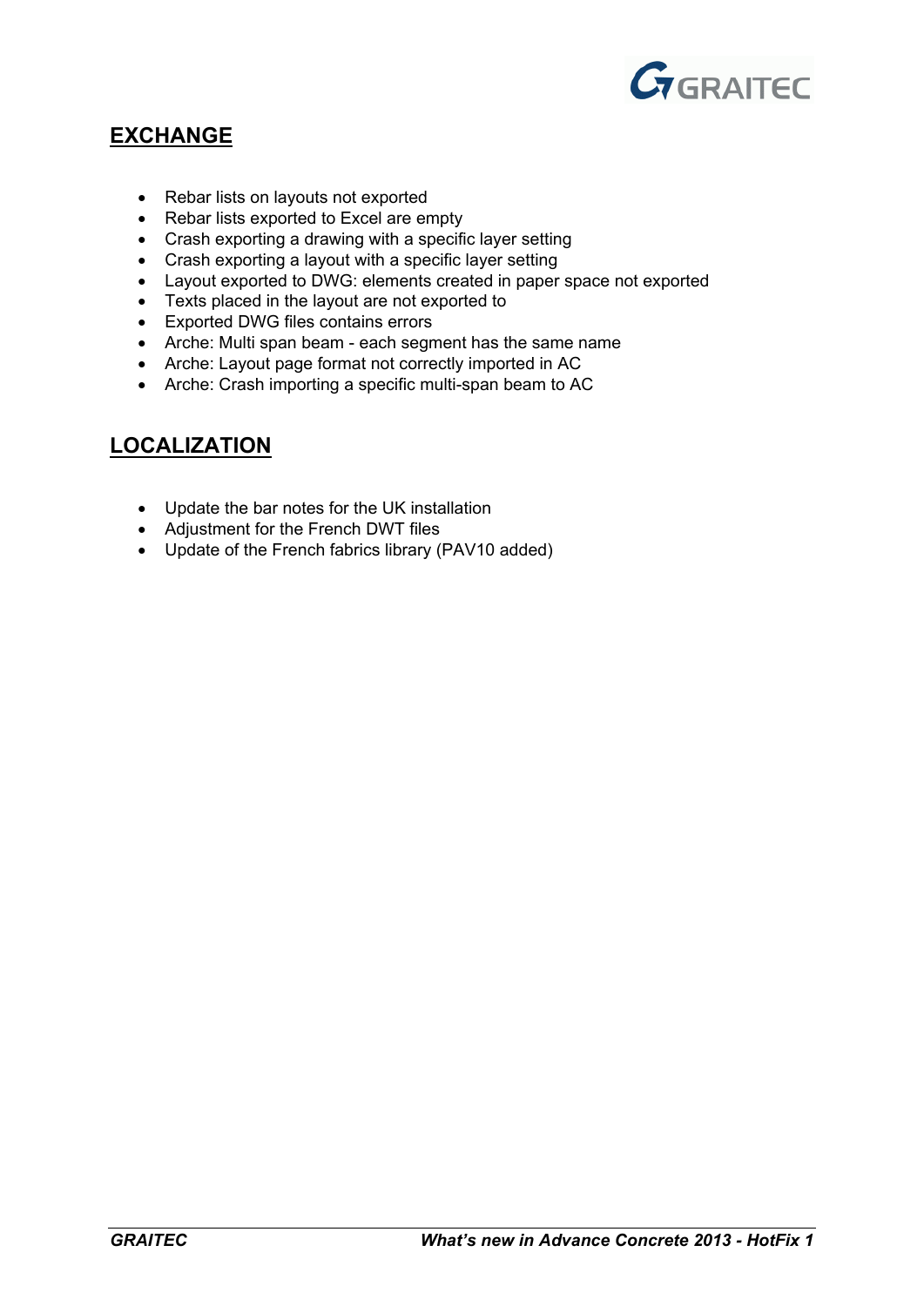## EXCHANGE

- Rebar lists on layouts not exported
- Rebar lists exported to Excel are empty
- Crash exporting a drawing with a specific layer setting
- Crash exporting a layout with a specific layer setting
- Layout exported to DWG: elements created in paper space not exported
- Texts placed in the layout are not exported to
- Exported DWG files contains errors
- Arche: Multi span beam - each segment has the same name
- Arche: Layout page format not correctly imported in AC
- Arche: Crash importing a specific multi-span beam to AC

## LOCALIZATION

- Update the bar notes for the UK installation
- Adjustment for the French DWT files
- Update of the French fabrics library (PAV10 added)